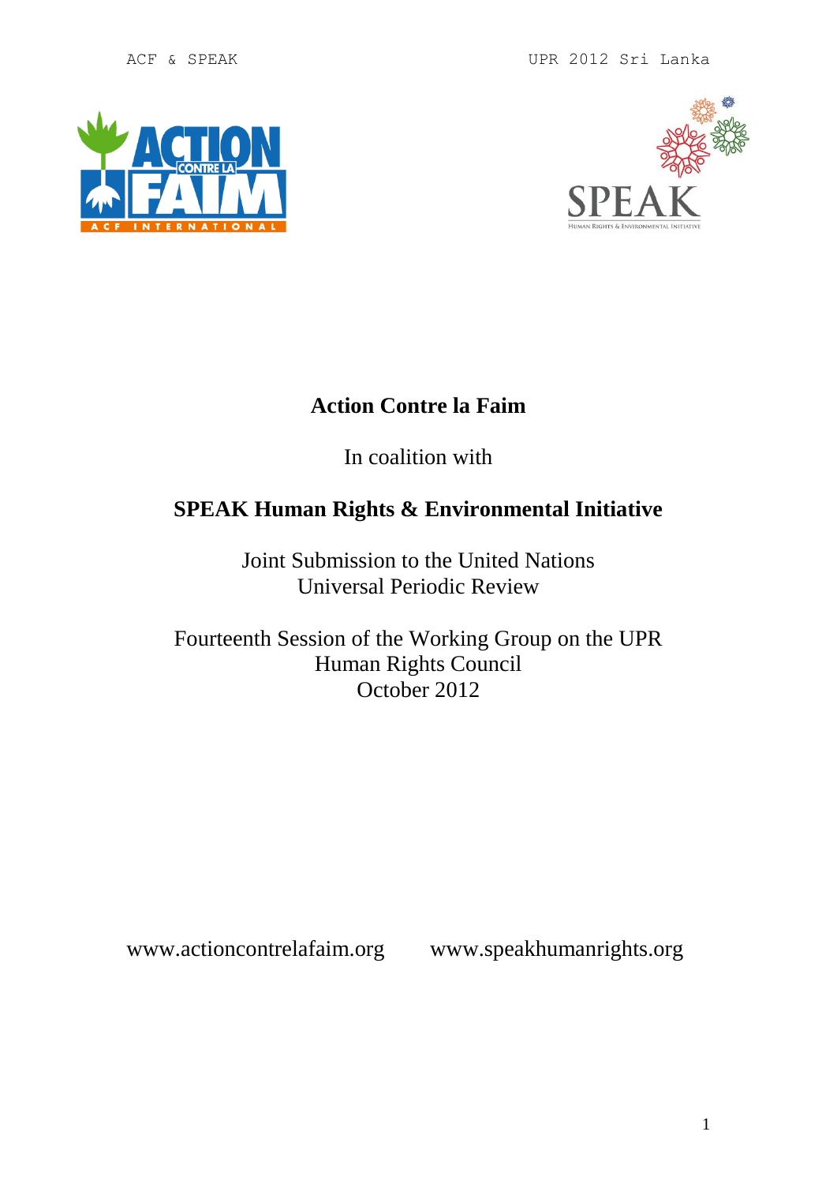# Action Contre la Faim

In coalition with

## SPEAK Human Rights & Environmental Initiative

Joint Submission to the United Nations
Universal Periodic Review

Fourteenth Session of the Working Group on the UPR
Human Rights Council
October 2012

www.actioncontrelafaim.org www.speakhumanrights.org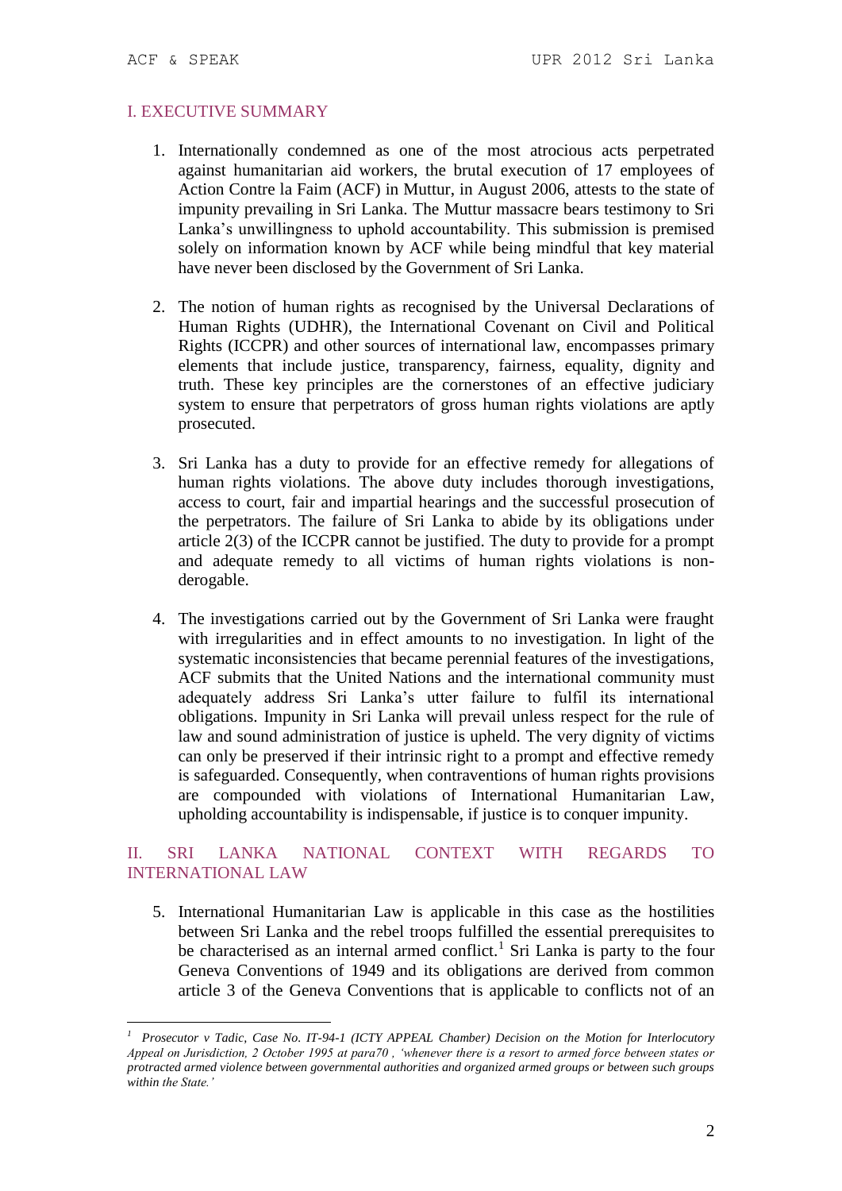## I. EXECUTIVE SUMMARY

1. Internationally condemned as one of the most atrocious acts perpetrated against humanitarian aid workers, the brutal execution of 17 employees of Action Contre la Faim (ACF) in Muttur, in August 2006, attests to the state of impunity prevailing in Sri Lanka. The Muttur massacre bears testimony to Sri Lanka's unwillingness to uphold accountability. This submission is premised solely on information known by ACF while being mindful that key material have never been disclosed by the Government of Sri Lanka.

2. The notion of human rights as recognised by the Universal Declarations of Human Rights (UDHR), the International Covenant on Civil and Political Rights (ICCPR) and other sources of international law, encompasses primary elements that include justice, transparency, fairness, equality, dignity and truth. These key principles are the cornerstones of an effective judiciary system to ensure that perpetrators of gross human rights violations are aptly prosecuted.

3. Sri Lanka has a duty to provide for an effective remedy for allegations of human rights violations. The above duty includes thorough investigations, access to court, fair and impartial hearings and the successful prosecution of the perpetrators. The failure of Sri Lanka to abide by its obligations under article 2(3) of the ICCPR cannot be justified. The duty to provide for a prompt and adequate remedy to all victims of human rights violations is non-derogable.

4. The investigations carried out by the Government of Sri Lanka were fraught with irregularities and in effect amounts to no investigation. In light of the systematic inconsistencies that became perennial features of the investigations, ACF submits that the United Nations and the international community must adequately address Sri Lanka's utter failure to fulfil its international obligations. Impunity in Sri Lanka will prevail unless respect for the rule of law and sound administration of justice is upheld. The very dignity of victims can only be preserved if their intrinsic right to a prompt and effective remedy is safeguarded. Consequently, when contraventions of human rights provisions are compounded with violations of International Humanitarian Law, upholding accountability is indispensable, if justice is to conquer impunity.

## II. SRI LANKA NATIONAL CONTEXT WITH REGARDS TO INTERNATIONAL LAW

5. International Humanitarian Law is applicable in this case as the hostilities between Sri Lanka and the rebel troops fulfilled the essential prerequisites to be characterised as an internal armed conflict.[1] Sri Lanka is party to the four Geneva Conventions of 1949 and its obligations are derived from common article 3 of the Geneva Conventions that is applicable to conflicts not of an

---

[1] *Prosecutor v Tadic, Case No. IT-94-1 (ICTY APPEAL Chamber) Decision on the Motion for Interlocutory Appeal on Jurisdiction, 2 October 1995 at para70 , 'whenever there is a resort to armed force between states or protracted armed violence between governmental authorities and organized armed groups or between such groups within the State.'*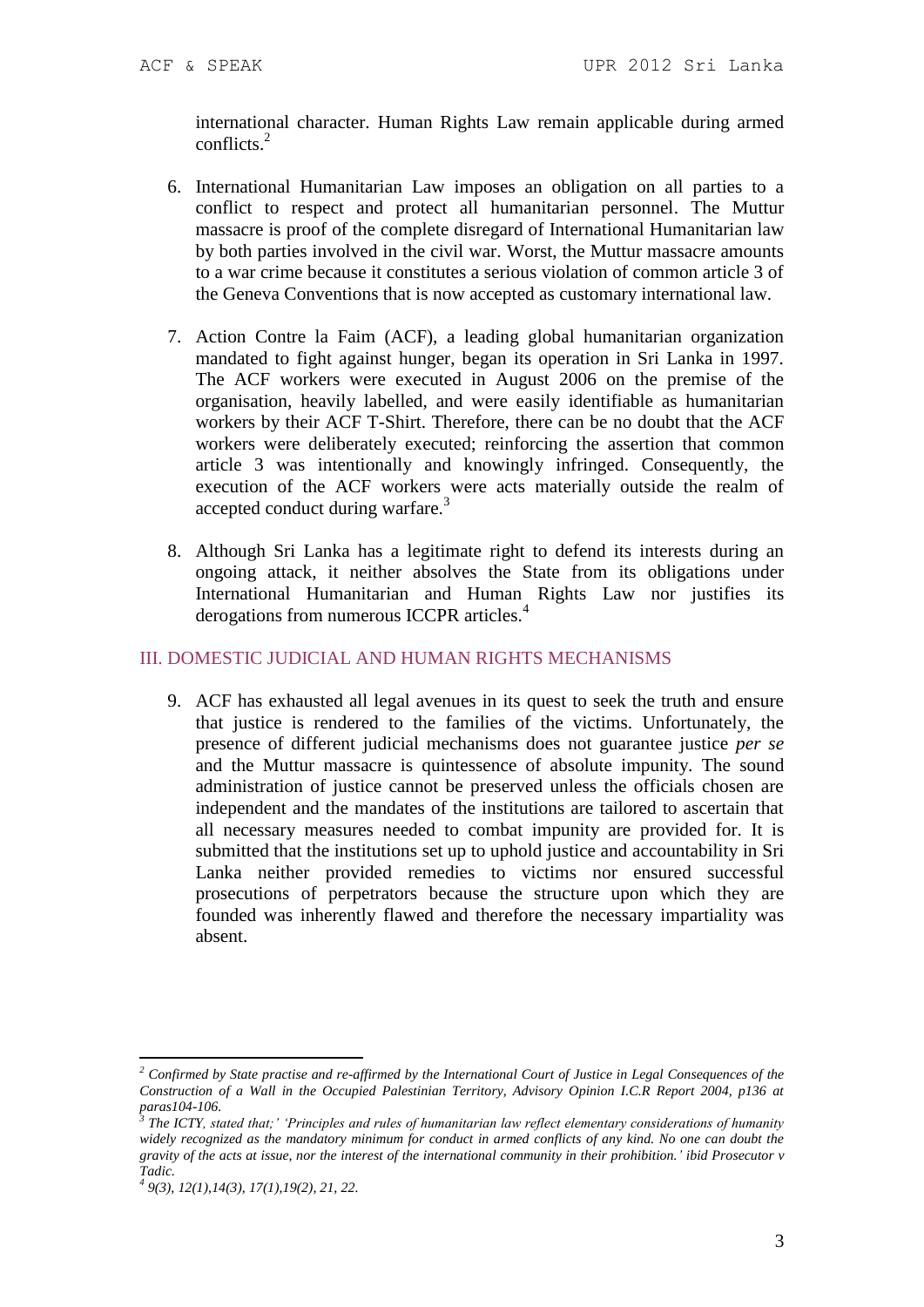international character. Human Rights Law remain applicable during armed conflicts.[2]

6. International Humanitarian Law imposes an obligation on all parties to a conflict to respect and protect all humanitarian personnel. The Muttur massacre is proof of the complete disregard of International Humanitarian law by both parties involved in the civil war. Worst, the Muttur massacre amounts to a war crime because it constitutes a serious violation of common article 3 of the Geneva Conventions that is now accepted as customary international law.

7. Action Contre la Faim (ACF), a leading global humanitarian organization mandated to fight against hunger, began its operation in Sri Lanka in 1997. The ACF workers were executed in August 2006 on the premise of the organisation, heavily labelled, and were easily identifiable as humanitarian workers by their ACF T-Shirt. Therefore, there can be no doubt that the ACF workers were deliberately executed; reinforcing the assertion that common article 3 was intentionally and knowingly infringed. Consequently, the execution of the ACF workers were acts materially outside the realm of accepted conduct during warfare.[3]

8. Although Sri Lanka has a legitimate right to defend its interests during an ongoing attack, it neither absolves the State from its obligations under International Humanitarian and Human Rights Law nor justifies its derogations from numerous ICCPR articles.[4]

## III. DOMESTIC JUDICIAL AND HUMAN RIGHTS MECHANISMS

9. ACF has exhausted all legal avenues in its quest to seek the truth and ensure that justice is rendered to the families of the victims. Unfortunately, the presence of different judicial mechanisms does not guarantee justice *per se* and the Muttur massacre is quintessence of absolute impunity. The sound administration of justice cannot be preserved unless the officials chosen are independent and the mandates of the institutions are tailored to ascertain that all necessary measures needed to combat impunity are provided for. It is submitted that the institutions set up to uphold justice and accountability in Sri Lanka neither provided remedies to victims nor ensured successful prosecutions of perpetrators because the structure upon which they are founded was inherently flawed and therefore the necessary impartiality was absent.

---

[2] *Confirmed by State practise and re-affirmed by the International Court of Justice in Legal Consequences of the Construction of a Wall in the Occupied Palestinian Territory, Advisory Opinion I.C.R Report 2004, p136 at paras104-106.*

[3] *The ICTY, stated that;' 'Principles and rules of humanitarian law reflect elementary considerations of humanity widely recognized as the mandatory minimum for conduct in armed conflicts of any kind. No one can doubt the gravity of the acts at issue, nor the interest of the international community in their prohibition.' ibid Prosecutor v Tadic.*

[4] *9(3), 12(1),14(3), 17(1),19(2), 21, 22.*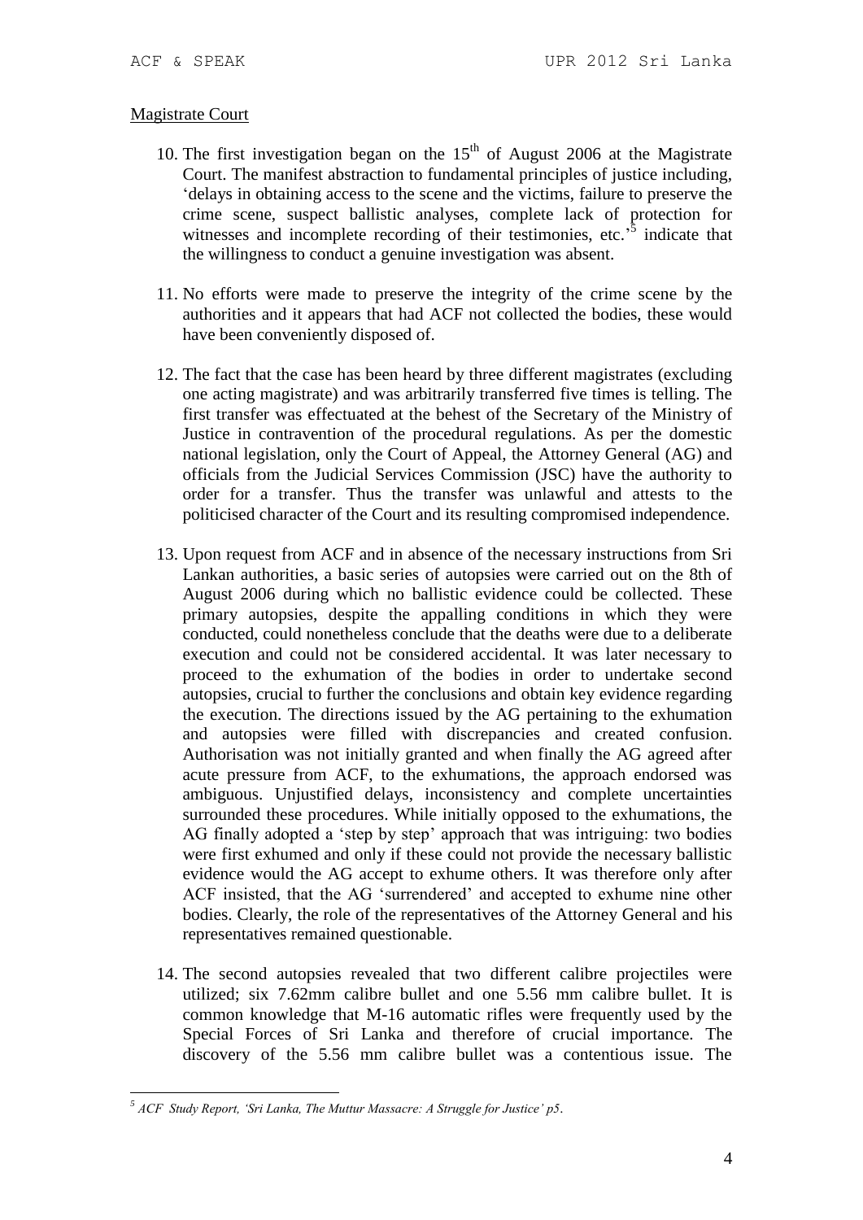Magistrate Court

10. The first investigation began on the 15th of August 2006 at the Magistrate Court. The manifest abstraction to fundamental principles of justice including, 'delays in obtaining access to the scene and the victims, failure to preserve the crime scene, suspect ballistic analyses, complete lack of protection for witnesses and incomplete recording of their testimonies, etc.'[5] indicate that the willingness to conduct a genuine investigation was absent.

11. No efforts were made to preserve the integrity of the crime scene by the authorities and it appears that had ACF not collected the bodies, these would have been conveniently disposed of.

12. The fact that the case has been heard by three different magistrates (excluding one acting magistrate) and was arbitrarily transferred five times is telling. The first transfer was effectuated at the behest of the Secretary of the Ministry of Justice in contravention of the procedural regulations. As per the domestic national legislation, only the Court of Appeal, the Attorney General (AG) and officials from the Judicial Services Commission (JSC) have the authority to order for a transfer. Thus the transfer was unlawful and attests to the politicised character of the Court and its resulting compromised independence.

13. Upon request from ACF and in absence of the necessary instructions from Sri Lankan authorities, a basic series of autopsies were carried out on the 8th of August 2006 during which no ballistic evidence could be collected. These primary autopsies, despite the appalling conditions in which they were conducted, could nonetheless conclude that the deaths were due to a deliberate execution and could not be considered accidental. It was later necessary to proceed to the exhumation of the bodies in order to undertake second autopsies, crucial to further the conclusions and obtain key evidence regarding the execution. The directions issued by the AG pertaining to the exhumation and autopsies were filled with discrepancies and created confusion. Authorisation was not initially granted and when finally the AG agreed after acute pressure from ACF, to the exhumations, the approach endorsed was ambiguous. Unjustified delays, inconsistency and complete uncertainties surrounded these procedures. While initially opposed to the exhumations, the AG finally adopted a 'step by step' approach that was intriguing: two bodies were first exhumed and only if these could not provide the necessary ballistic evidence would the AG accept to exhume others. It was therefore only after ACF insisted, that the AG 'surrendered' and accepted to exhume nine other bodies. Clearly, the role of the representatives of the Attorney General and his representatives remained questionable.

14. The second autopsies revealed that two different calibre projectiles were utilized; six 7.62mm calibre bullet and one 5.56 mm calibre bullet. It is common knowledge that M-16 automatic rifles were frequently used by the Special Forces of Sri Lanka and therefore of crucial importance. The discovery of the 5.56 mm calibre bullet was a contentious issue. The

---

[5] *ACF Study Report, 'Sri Lanka, The Muttur Massacre: A Struggle for Justice' p5.*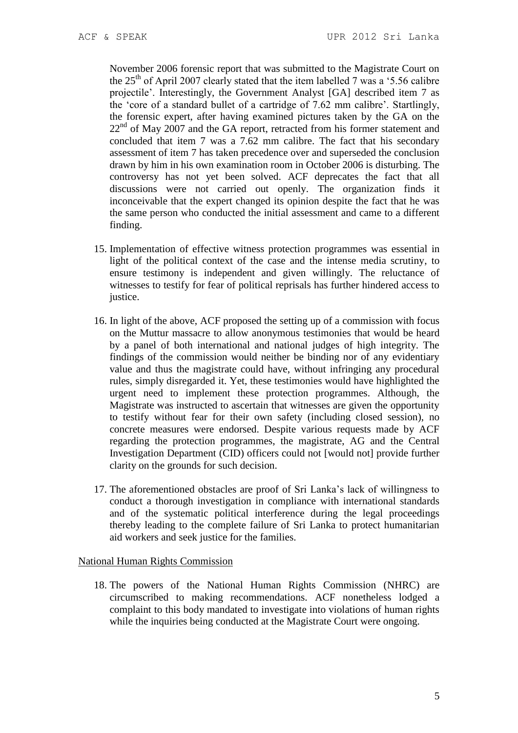November 2006 forensic report that was submitted to the Magistrate Court on the 25th of April 2007 clearly stated that the item labelled 7 was a '5.56 calibre projectile'. Interestingly, the Government Analyst [GA] described item 7 as the 'core of a standard bullet of a cartridge of 7.62 mm calibre'. Startlingly, the forensic expert, after having examined pictures taken by the GA on the 22nd of May 2007 and the GA report, retracted from his former statement and concluded that item 7 was a 7.62 mm calibre. The fact that his secondary assessment of item 7 has taken precedence over and superseded the conclusion drawn by him in his own examination room in October 2006 is disturbing. The controversy has not yet been solved. ACF deprecates the fact that all discussions were not carried out openly. The organization finds it inconceivable that the expert changed its opinion despite the fact that he was the same person who conducted the initial assessment and came to a different finding.

15. Implementation of effective witness protection programmes was essential in light of the political context of the case and the intense media scrutiny, to ensure testimony is independent and given willingly. The reluctance of witnesses to testify for fear of political reprisals has further hindered access to justice.

16. In light of the above, ACF proposed the setting up of a commission with focus on the Muttur massacre to allow anonymous testimonies that would be heard by a panel of both international and national judges of high integrity. The findings of the commission would neither be binding nor of any evidentiary value and thus the magistrate could have, without infringing any procedural rules, simply disregarded it. Yet, these testimonies would have highlighted the urgent need to implement these protection programmes. Although, the Magistrate was instructed to ascertain that witnesses are given the opportunity to testify without fear for their own safety (including closed session), no concrete measures were endorsed. Despite various requests made by ACF regarding the protection programmes, the magistrate, AG and the Central Investigation Department (CID) officers could not [would not] provide further clarity on the grounds for such decision.

17. The aforementioned obstacles are proof of Sri Lanka's lack of willingness to conduct a thorough investigation in compliance with international standards and of the systematic political interference during the legal proceedings thereby leading to the complete failure of Sri Lanka to protect humanitarian aid workers and seek justice for the families.

National Human Rights Commission

18. The powers of the National Human Rights Commission (NHRC) are circumscribed to making recommendations. ACF nonetheless lodged a complaint to this body mandated to investigate into violations of human rights while the inquiries being conducted at the Magistrate Court were ongoing.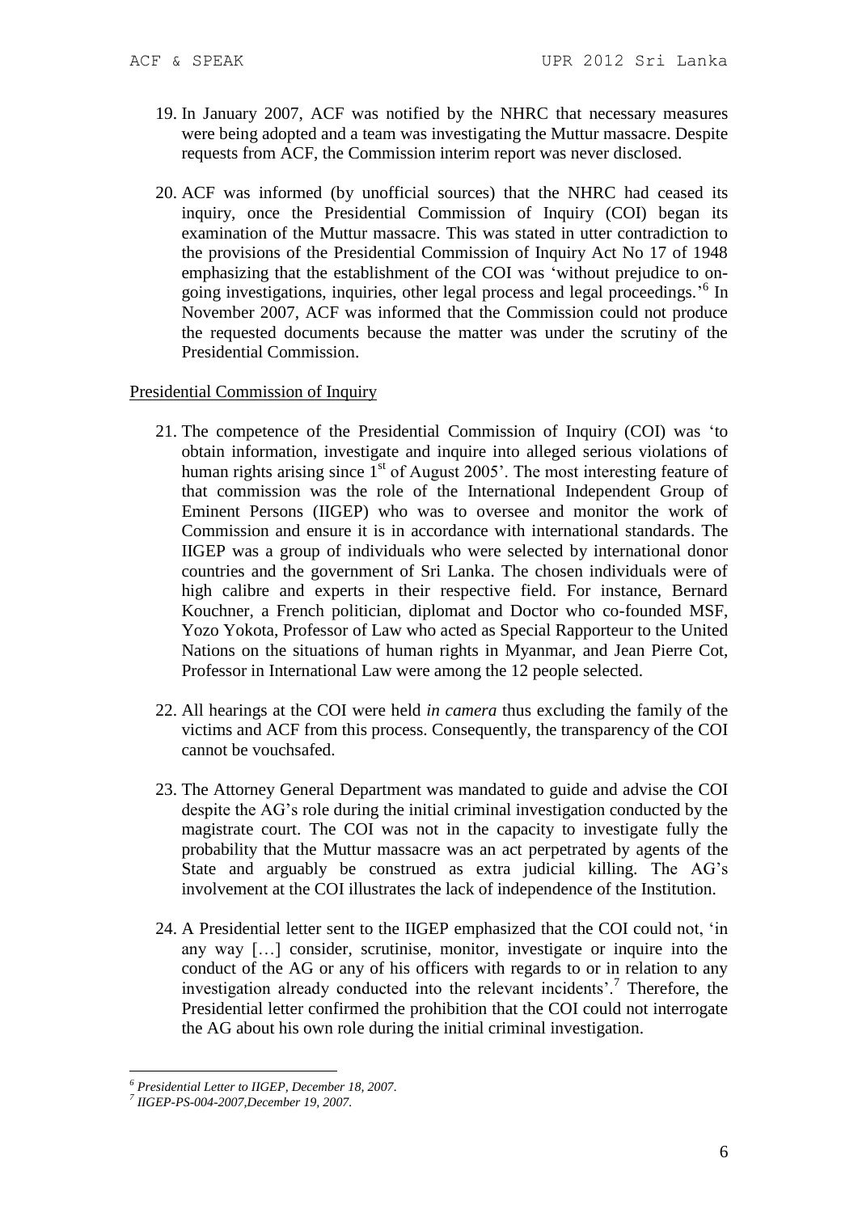19. In January 2007, ACF was notified by the NHRC that necessary measures were being adopted and a team was investigating the Muttur massacre. Despite requests from ACF, the Commission interim report was never disclosed.

20. ACF was informed (by unofficial sources) that the NHRC had ceased its inquiry, once the Presidential Commission of Inquiry (COI) began its examination of the Muttur massacre. This was stated in utter contradiction to the provisions of the Presidential Commission of Inquiry Act No 17 of 1948 emphasizing that the establishment of the COI was 'without prejudice to on-going investigations, inquiries, other legal process and legal proceedings.'[6] In November 2007, ACF was informed that the Commission could not produce the requested documents because the matter was under the scrutiny of the Presidential Commission.

<u>Presidential Commission of Inquiry</u>

21. The competence of the Presidential Commission of Inquiry (COI) was 'to obtain information, investigate and inquire into alleged serious violations of human rights arising since 1st of August 2005'. The most interesting feature of that commission was the role of the International Independent Group of Eminent Persons (IIGEP) who was to oversee and monitor the work of Commission and ensure it is in accordance with international standards. The IIGEP was a group of individuals who were selected by international donor countries and the government of Sri Lanka. The chosen individuals were of high calibre and experts in their respective field. For instance, Bernard Kouchner, a French politician, diplomat and Doctor who co-founded MSF, Yozo Yokota, Professor of Law who acted as Special Rapporteur to the United Nations on the situations of human rights in Myanmar, and Jean Pierre Cot, Professor in International Law were among the 12 people selected.

22. All hearings at the COI were held *in camera* thus excluding the family of the victims and ACF from this process. Consequently, the transparency of the COI cannot be vouchsafed.

23. The Attorney General Department was mandated to guide and advise the COI despite the AG's role during the initial criminal investigation conducted by the magistrate court. The COI was not in the capacity to investigate fully the probability that the Muttur massacre was an act perpetrated by agents of the State and arguably be construed as extra judicial killing. The AG's involvement at the COI illustrates the lack of independence of the Institution.

24. A Presidential letter sent to the IIGEP emphasized that the COI could not, 'in any way […] consider, scrutinise, monitor, investigate or inquire into the conduct of the AG or any of his officers with regards to or in relation to any investigation already conducted into the relevant incidents'.[7] Therefore, the Presidential letter confirmed the prohibition that the COI could not interrogate the AG about his own role during the initial criminal investigation.

---

[6] *Presidential Letter to IIGEP, December 18, 2007.*

[7] *IIGEP-PS-004-2007,December 19, 2007.*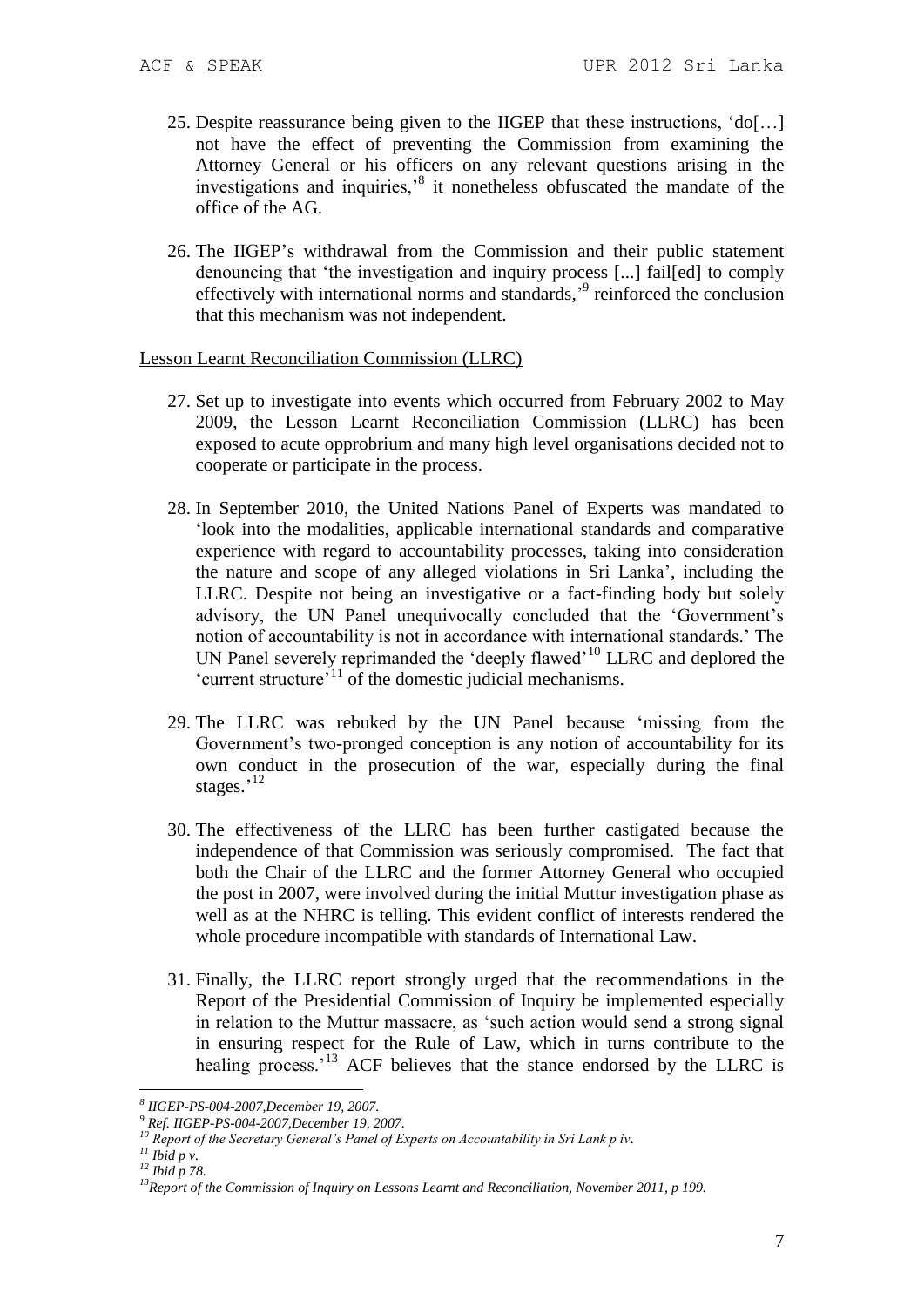25. Despite reassurance being given to the IIGEP that these instructions, 'do[…] not have the effect of preventing the Commission from examining the Attorney General or his officers on any relevant questions arising in the investigations and inquiries,'[8] it nonetheless obfuscated the mandate of the office of the AG.

26. The IIGEP's withdrawal from the Commission and their public statement denouncing that 'the investigation and inquiry process [...] fail[ed] to comply effectively with international norms and standards,'[9] reinforced the conclusion that this mechanism was not independent.

<u>Lesson Learnt Reconciliation Commission (LLRC)</u>

27. Set up to investigate into events which occurred from February 2002 to May 2009, the Lesson Learnt Reconciliation Commission (LLRC) has been exposed to acute opprobrium and many high level organisations decided not to cooperate or participate in the process.

28. In September 2010, the United Nations Panel of Experts was mandated to 'look into the modalities, applicable international standards and comparative experience with regard to accountability processes, taking into consideration the nature and scope of any alleged violations in Sri Lanka', including the LLRC. Despite not being an investigative or a fact-finding body but solely advisory, the UN Panel unequivocally concluded that the 'Government's notion of accountability is not in accordance with international standards.' The UN Panel severely reprimanded the 'deeply flawed'[10] LLRC and deplored the 'current structure'[11] of the domestic judicial mechanisms.

29. The LLRC was rebuked by the UN Panel because 'missing from the Government's two-pronged conception is any notion of accountability for its own conduct in the prosecution of the war, especially during the final stages.'[12]

30. The effectiveness of the LLRC has been further castigated because the independence of that Commission was seriously compromised. The fact that both the Chair of the LLRC and the former Attorney General who occupied the post in 2007, were involved during the initial Muttur investigation phase as well as at the NHRC is telling. This evident conflict of interests rendered the whole procedure incompatible with standards of International Law.

31. Finally, the LLRC report strongly urged that the recommendations in the Report of the Presidential Commission of Inquiry be implemented especially in relation to the Muttur massacre, as 'such action would send a strong signal in ensuring respect for the Rule of Law, which in turns contribute to the healing process.'[13] ACF believes that the stance endorsed by the LLRC is

---

[8] *IIGEP-PS-004-2007,December 19, 2007.*

[9] *Ref. IIGEP-PS-004-2007,December 19, 2007.*

[10] *Report of the Secretary General's Panel of Experts on Accountability in Sri Lank p iv.*

[11] *Ibid p v.*

[12] *Ibid p 78.*

[13] *Report of the Commission of Inquiry on Lessons Learnt and Reconciliation, November 2011, p 199.*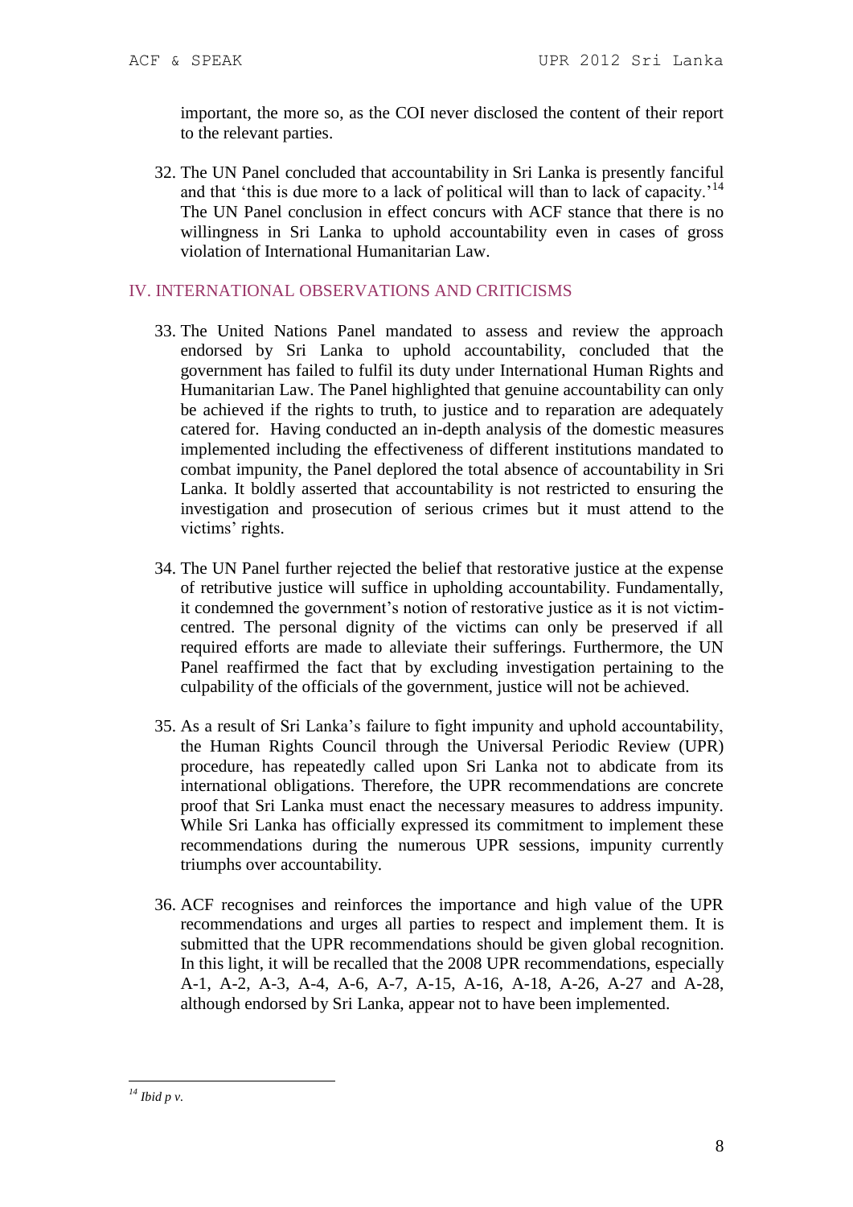important, the more so, as the COI never disclosed the content of their report to the relevant parties.

32. The UN Panel concluded that accountability in Sri Lanka is presently fanciful and that 'this is due more to a lack of political will than to lack of capacity.'[14] The UN Panel conclusion in effect concurs with ACF stance that there is no willingness in Sri Lanka to uphold accountability even in cases of gross violation of International Humanitarian Law.

## IV. INTERNATIONAL OBSERVATIONS AND CRITICISMS

33. The United Nations Panel mandated to assess and review the approach endorsed by Sri Lanka to uphold accountability, concluded that the government has failed to fulfil its duty under International Human Rights and Humanitarian Law. The Panel highlighted that genuine accountability can only be achieved if the rights to truth, to justice and to reparation are adequately catered for. Having conducted an in-depth analysis of the domestic measures implemented including the effectiveness of different institutions mandated to combat impunity, the Panel deplored the total absence of accountability in Sri Lanka. It boldly asserted that accountability is not restricted to ensuring the investigation and prosecution of serious crimes but it must attend to the victims' rights.

34. The UN Panel further rejected the belief that restorative justice at the expense of retributive justice will suffice in upholding accountability. Fundamentally, it condemned the government's notion of restorative justice as it is not victim-centred. The personal dignity of the victims can only be preserved if all required efforts are made to alleviate their sufferings. Furthermore, the UN Panel reaffirmed the fact that by excluding investigation pertaining to the culpability of the officials of the government, justice will not be achieved.

35. As a result of Sri Lanka's failure to fight impunity and uphold accountability, the Human Rights Council through the Universal Periodic Review (UPR) procedure, has repeatedly called upon Sri Lanka not to abdicate from its international obligations. Therefore, the UPR recommendations are concrete proof that Sri Lanka must enact the necessary measures to address impunity. While Sri Lanka has officially expressed its commitment to implement these recommendations during the numerous UPR sessions, impunity currently triumphs over accountability.

36. ACF recognises and reinforces the importance and high value of the UPR recommendations and urges all parties to respect and implement them. It is submitted that the UPR recommendations should be given global recognition. In this light, it will be recalled that the 2008 UPR recommendations, especially A-1, A-2, A-3, A-4, A-6, A-7, A-15, A-16, A-18, A-26, A-27 and A-28, although endorsed by Sri Lanka, appear not to have been implemented.

---

[14] *Ibid p v.*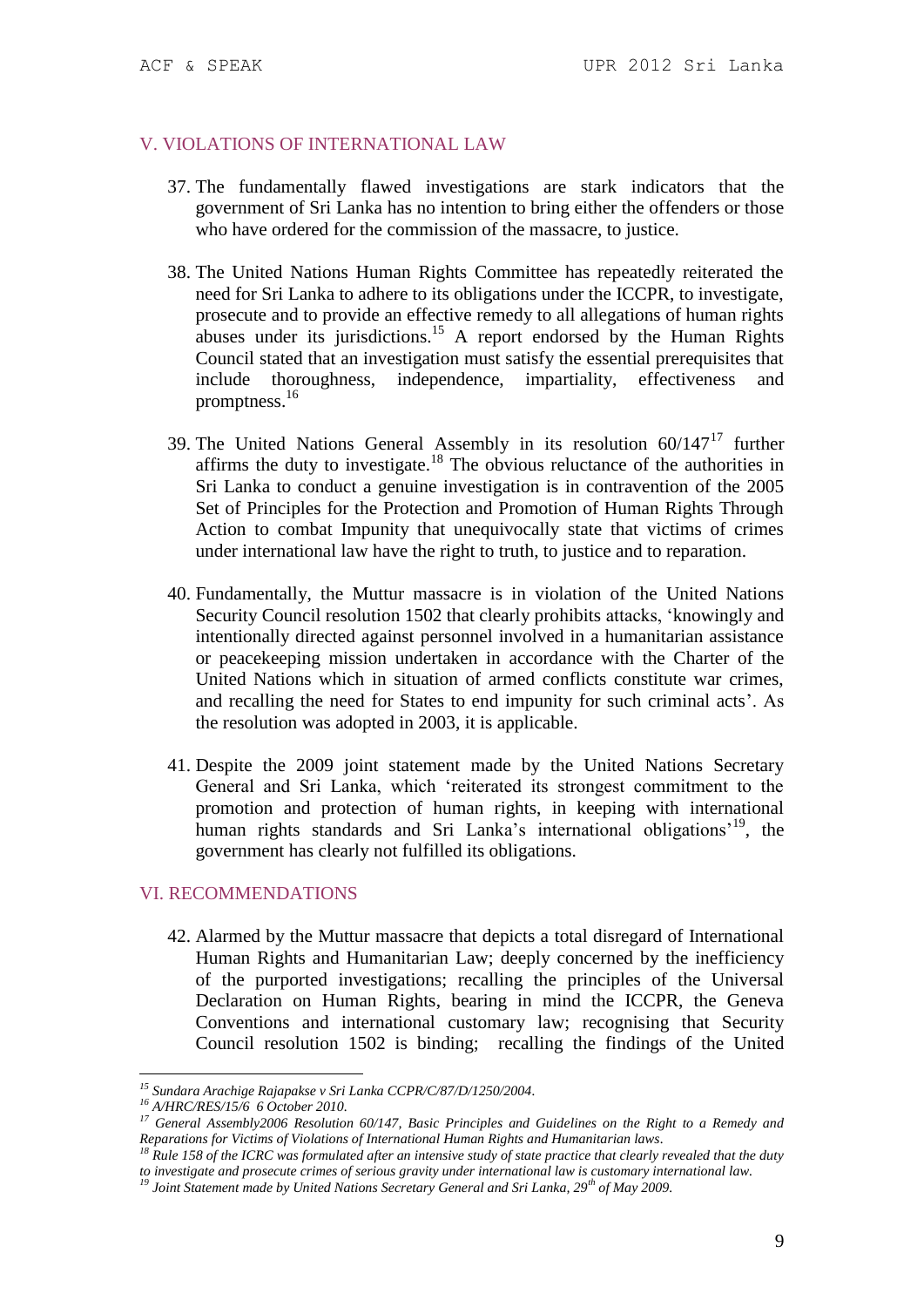## V. VIOLATIONS OF INTERNATIONAL LAW

37. The fundamentally flawed investigations are stark indicators that the government of Sri Lanka has no intention to bring either the offenders or those who have ordered for the commission of the massacre, to justice.

38. The United Nations Human Rights Committee has repeatedly reiterated the need for Sri Lanka to adhere to its obligations under the ICCPR, to investigate, prosecute and to provide an effective remedy to all allegations of human rights abuses under its jurisdictions.[15] A report endorsed by the Human Rights Council stated that an investigation must satisfy the essential prerequisites that include thoroughness, independence, impartiality, effectiveness and promptness.[16]

39. The United Nations General Assembly in its resolution 60/147[17] further affirms the duty to investigate.[18] The obvious reluctance of the authorities in Sri Lanka to conduct a genuine investigation is in contravention of the 2005 Set of Principles for the Protection and Promotion of Human Rights Through Action to combat Impunity that unequivocally state that victims of crimes under international law have the right to truth, to justice and to reparation.

40. Fundamentally, the Muttur massacre is in violation of the United Nations Security Council resolution 1502 that clearly prohibits attacks, 'knowingly and intentionally directed against personnel involved in a humanitarian assistance or peacekeeping mission undertaken in accordance with the Charter of the United Nations which in situation of armed conflicts constitute war crimes, and recalling the need for States to end impunity for such criminal acts'. As the resolution was adopted in 2003, it is applicable.

41. Despite the 2009 joint statement made by the United Nations Secretary General and Sri Lanka, which 'reiterated its strongest commitment to the promotion and protection of human rights, in keeping with international human rights standards and Sri Lanka's international obligations'[19], the government has clearly not fulfilled its obligations.

## VI. RECOMMENDATIONS

42. Alarmed by the Muttur massacre that depicts a total disregard of International Human Rights and Humanitarian Law; deeply concerned by the inefficiency of the purported investigations; recalling the principles of the Universal Declaration on Human Rights, bearing in mind the ICCPR, the Geneva Conventions and international customary law; recognising that Security Council resolution 1502 is binding; recalling the findings of the United

---

[15] *Sundara Arachige Rajapakse v Sri Lanka CCPR/C/87/D/1250/2004.*

[16] *A/HRC/RES/15/6 6 October 2010.*

[17] *General Assembly2006 Resolution 60/147, Basic Principles and Guidelines on the Right to a Remedy and Reparations for Victims of Violations of International Human Rights and Humanitarian laws.*

[18] *Rule 158 of the ICRC was formulated after an intensive study of state practice that clearly revealed that the duty to investigate and prosecute crimes of serious gravity under international law is customary international law.*

[19] *Joint Statement made by United Nations Secretary General and Sri Lanka, 29th of May 2009.*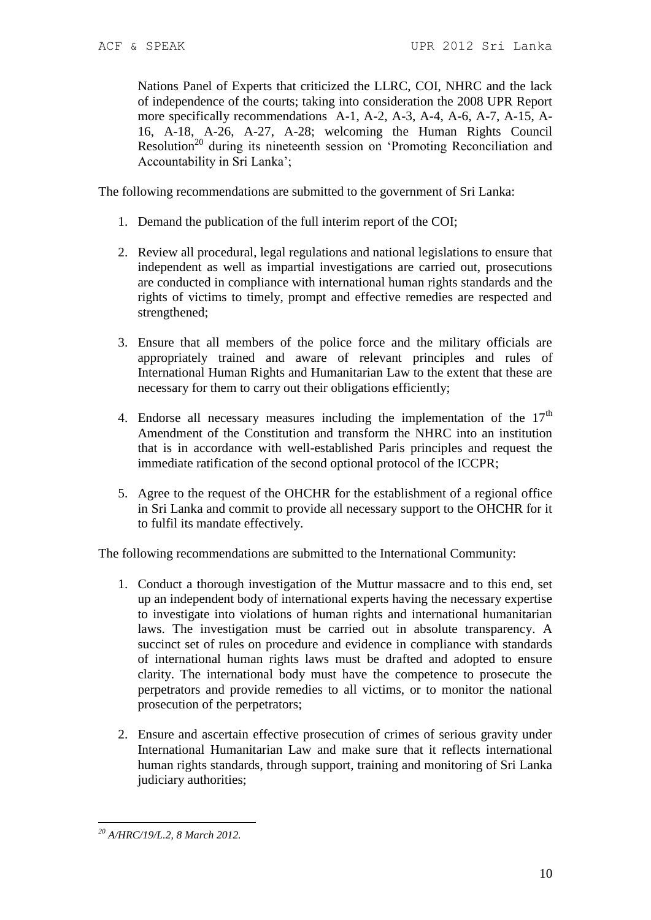Nations Panel of Experts that criticized the LLRC, COI, NHRC and the lack of independence of the courts; taking into consideration the 2008 UPR Report more specifically recommendations A-1, A-2, A-3, A-4, A-6, A-7, A-15, A-16, A-18, A-26, A-27, A-28; welcoming the Human Rights Council Resolution[20] during its nineteenth session on 'Promoting Reconciliation and Accountability in Sri Lanka';

The following recommendations are submitted to the government of Sri Lanka:

1. Demand the publication of the full interim report of the COI;

2. Review all procedural, legal regulations and national legislations to ensure that independent as well as impartial investigations are carried out, prosecutions are conducted in compliance with international human rights standards and the rights of victims to timely, prompt and effective remedies are respected and strengthened;

3. Ensure that all members of the police force and the military officials are appropriately trained and aware of relevant principles and rules of International Human Rights and Humanitarian Law to the extent that these are necessary for them to carry out their obligations efficiently;

4. Endorse all necessary measures including the implementation of the 17th Amendment of the Constitution and transform the NHRC into an institution that is in accordance with well-established Paris principles and request the immediate ratification of the second optional protocol of the ICCPR;

5. Agree to the request of the OHCHR for the establishment of a regional office in Sri Lanka and commit to provide all necessary support to the OHCHR for it to fulfil its mandate effectively.

The following recommendations are submitted to the International Community:

1. Conduct a thorough investigation of the Muttur massacre and to this end, set up an independent body of international experts having the necessary expertise to investigate into violations of human rights and international humanitarian laws. The investigation must be carried out in absolute transparency. A succinct set of rules on procedure and evidence in compliance with standards of international human rights laws must be drafted and adopted to ensure clarity. The international body must have the competence to prosecute the perpetrators and provide remedies to all victims, or to monitor the national prosecution of the perpetrators;

2. Ensure and ascertain effective prosecution of crimes of serious gravity under International Humanitarian Law and make sure that it reflects international human rights standards, through support, training and monitoring of Sri Lanka judiciary authorities;

---

[20] *A/HRC/19/L.2, 8 March 2012.*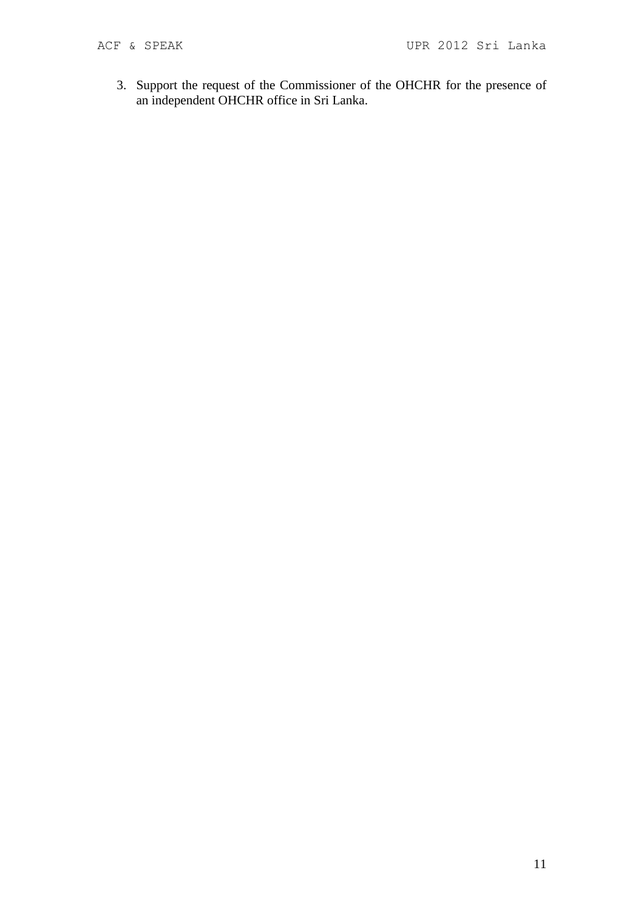3. Support the request of the Commissioner of the OHCHR for the presence of an independent OHCHR office in Sri Lanka.